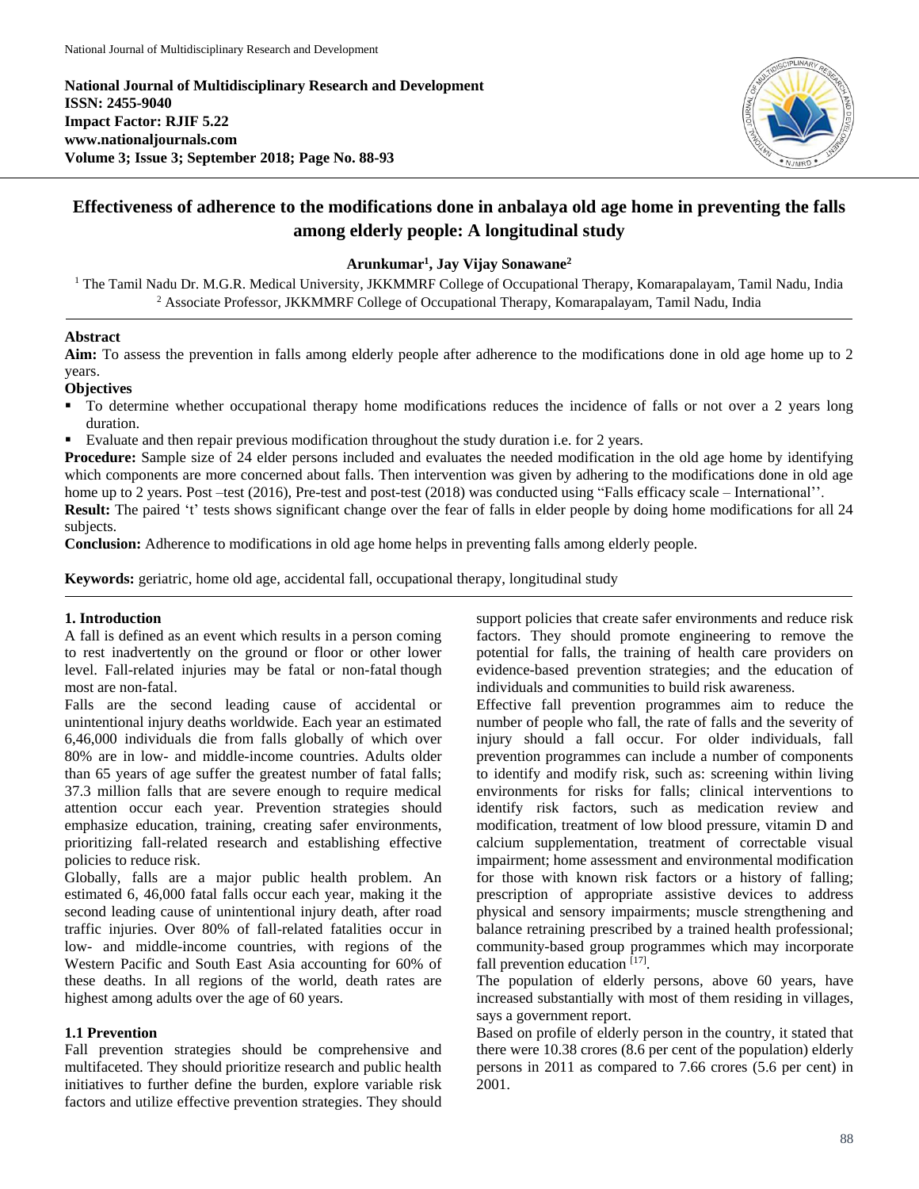National Journal of Multidisciplinary Research and Development
**ISSN: 2455-9040**
**Impact Factor: RJIF 5.22**
**www.nationaljournals.com**
**Volume 3; Issue 3; September 2018; Page No. 88-93**

# Effectiveness of adherence to the modifications done in anbalaya old age home in preventing the falls among elderly people: A longitudinal study

**Arunkumar[1], Jay Vijay Sonawane[2]**

[1] The Tamil Nadu Dr. M.G.R. Medical University, JKKMMRF College of Occupational Therapy, Komarapalayam, Tamil Nadu, India
[2] Associate Professor, JKKMMRF College of Occupational Therapy, Komarapalayam, Tamil Nadu, India

## Abstract

**Aim:** To assess the prevention in falls among elderly people after adherence to the modifications done in old age home up to 2 years.

**Objectives**

- To determine whether occupational therapy home modifications reduces the incidence of falls or not over a 2 years long duration.
- Evaluate and then repair previous modification throughout the study duration i.e. for 2 years.

**Procedure:** Sample size of 24 elder persons included and evaluates the needed modification in the old age home by identifying which components are more concerned about falls. Then intervention was given by adhering to the modifications done in old age home up to 2 years. Post –test (2016), Pre-test and post-test (2018) was conducted using "Falls efficacy scale – International''.

**Result:** The paired 't' tests shows significant change over the fear of falls in elder people by doing home modifications for all 24 subjects.

**Conclusion:** Adherence to modifications in old age home helps in preventing falls among elderly people.

**Keywords:** geriatric, home old age, accidental fall, occupational therapy, longitudinal study

## 1. Introduction

A fall is defined as an event which results in a person coming to rest inadvertently on the ground or floor or other lower level. Fall-related injuries may be fatal or non-fatal though most are non-fatal.

Falls are the second leading cause of accidental or unintentional injury deaths worldwide. Each year an estimated 6,46,000 individuals die from falls globally of which over 80% are in low- and middle-income countries. Adults older than 65 years of age suffer the greatest number of fatal falls; 37.3 million falls that are severe enough to require medical attention occur each year. Prevention strategies should emphasize education, training, creating safer environments, prioritizing fall-related research and establishing effective policies to reduce risk.

Globally, falls are a major public health problem. An estimated 6, 46,000 fatal falls occur each year, making it the second leading cause of unintentional injury death, after road traffic injuries. Over 80% of fall-related fatalities occur in low- and middle-income countries, with regions of the Western Pacific and South East Asia accounting for 60% of these deaths. In all regions of the world, death rates are highest among adults over the age of 60 years.

### 1.1 Prevention

Fall prevention strategies should be comprehensive and multifaceted. They should prioritize research and public health initiatives to further define the burden, explore variable risk factors and utilize effective prevention strategies. They should support policies that create safer environments and reduce risk factors. They should promote engineering to remove the potential for falls, the training of health care providers on evidence-based prevention strategies; and the education of individuals and communities to build risk awareness.

Effective fall prevention programmes aim to reduce the number of people who fall, the rate of falls and the severity of injury should a fall occur. For older individuals, fall prevention programmes can include a number of components to identify and modify risk, such as: screening within living environments for risks for falls; clinical interventions to identify risk factors, such as medication review and modification, treatment of low blood pressure, vitamin D and calcium supplementation, treatment of correctable visual impairment; home assessment and environmental modification for those with known risk factors or a history of falling; prescription of appropriate assistive devices to address physical and sensory impairments; muscle strengthening and balance retraining prescribed by a trained health professional; community-based group programmes which may incorporate fall prevention education [17].

The population of elderly persons, above 60 years, have increased substantially with most of them residing in villages, says a government report.

Based on profile of elderly person in the country, it stated that there were 10.38 crores (8.6 per cent of the population) elderly persons in 2011 as compared to 7.66 crores (5.6 per cent) in 2001.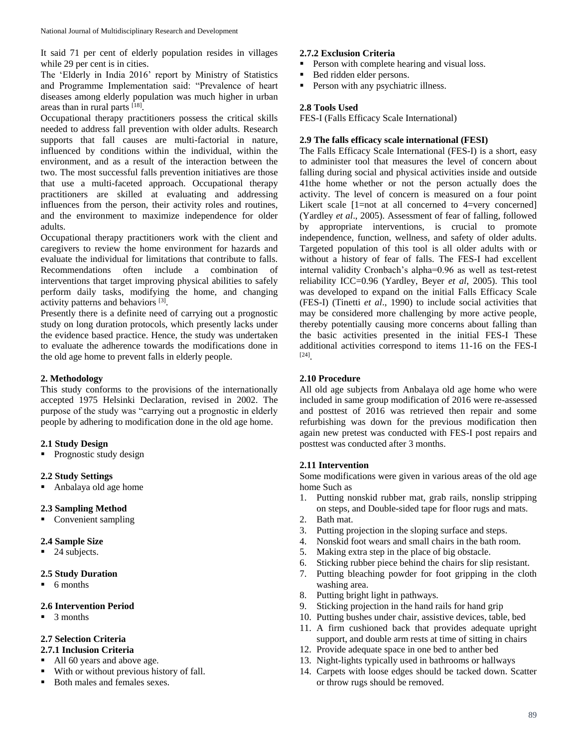It said 71 per cent of elderly population resides in villages while 29 per cent is in cities.

The 'Elderly in India 2016' report by Ministry of Statistics and Programme Implementation said: "Prevalence of heart diseases among elderly population was much higher in urban areas than in rural parts [18].

Occupational therapy practitioners possess the critical skills needed to address fall prevention with older adults. Research supports that fall causes are multi-factorial in nature, influenced by conditions within the individual, within the environment, and as a result of the interaction between the two. The most successful falls prevention initiatives are those that use a multi-faceted approach. Occupational therapy practitioners are skilled at evaluating and addressing influences from the person, their activity roles and routines, and the environment to maximize independence for older adults.

Occupational therapy practitioners work with the client and caregivers to review the home environment for hazards and evaluate the individual for limitations that contribute to falls. Recommendations often include a combination of interventions that target improving physical abilities to safely perform daily tasks, modifying the home, and changing activity patterns and behaviors [3].

Presently there is a definite need of carrying out a prognostic study on long duration protocols, which presently lacks under the evidence based practice. Hence, the study was undertaken to evaluate the adherence towards the modifications done in the old age home to prevent falls in elderly people.

## 2. Methodology

This study conforms to the provisions of the internationally accepted 1975 Helsinki Declaration, revised in 2002. The purpose of the study was "carrying out a prognostic in elderly people by adhering to modification done in the old age home.

### 2.1 Study Design

- Prognostic study design

### 2.2 Study Settings

- Anbalaya old age home

### 2.3 Sampling Method

- Convenient sampling

### 2.4 Sample Size

- 24 subjects.

### 2.5 Study Duration

- 6 months

### 2.6 Intervention Period

- 3 months

### 2.7 Selection Criteria

#### 2.7.1 Inclusion Criteria

- All 60 years and above age.
- With or without previous history of fall.
- Both males and females sexes.

#### 2.7.2 Exclusion Criteria

- Person with complete hearing and visual loss.
- Bed ridden elder persons.
- Person with any psychiatric illness.

### 2.8 Tools Used

FES-I (Falls Efficacy Scale International)

### 2.9 The falls efficacy scale international (FESI)

The Falls Efficacy Scale International (FES-I) is a short, easy to administer tool that measures the level of concern about falling during social and physical activities inside and outside 41the home whether or not the person actually does the activity. The level of concern is measured on a four point Likert scale [1=not at all concerned to 4=very concerned] (Yardley *et al*., 2005). Assessment of fear of falling, followed by appropriate interventions, is crucial to promote independence, function, wellness, and safety of older adults. Targeted population of this tool is all older adults with or without a history of fear of falls. The FES-I had excellent internal validity Cronbach's alpha=0.96 as well as test-retest reliability ICC=0.96 (Yardley, Beyer *et al*, 2005). This tool was developed to expand on the initial Falls Efficacy Scale (FES-I) (Tinetti *et al*., 1990) to include social activities that may be considered more challenging by more active people, thereby potentially causing more concerns about falling than the basic activities presented in the initial FES-I These additional activities correspond to items 11-16 on the FES-I [24].

### 2.10 Procedure

All old age subjects from Anbalaya old age home who were included in same group modification of 2016 were re-assessed and posttest of 2016 was retrieved then repair and some refurbishing was down for the previous modification then again new pretest was conducted with FES-I post repairs and posttest was conducted after 3 months.

### 2.11 Intervention

Some modifications were given in various areas of the old age home Such as

1. Putting nonskid rubber mat, grab rails, nonslip stripping on steps, and Double-sided tape for floor rugs and mats.
2. Bath mat.
3. Putting projection in the sloping surface and steps.
4. Nonskid foot wears and small chairs in the bath room.
5. Making extra step in the place of big obstacle.
6. Sticking rubber piece behind the chairs for slip resistant.
7. Putting bleaching powder for foot gripping in the cloth washing area.
8. Putting bright light in pathways.
9. Sticking projection in the hand rails for hand grip
10. Putting bushes under chair, assistive devices, table, bed
11. A firm cushioned back that provides adequate upright support, and double arm rests at time of sitting in chairs
12. Provide adequate space in one bed to anther bed
13. Night-lights typically used in bathrooms or hallways
14. Carpets with loose edges should be tacked down. Scatter or throw rugs should be removed.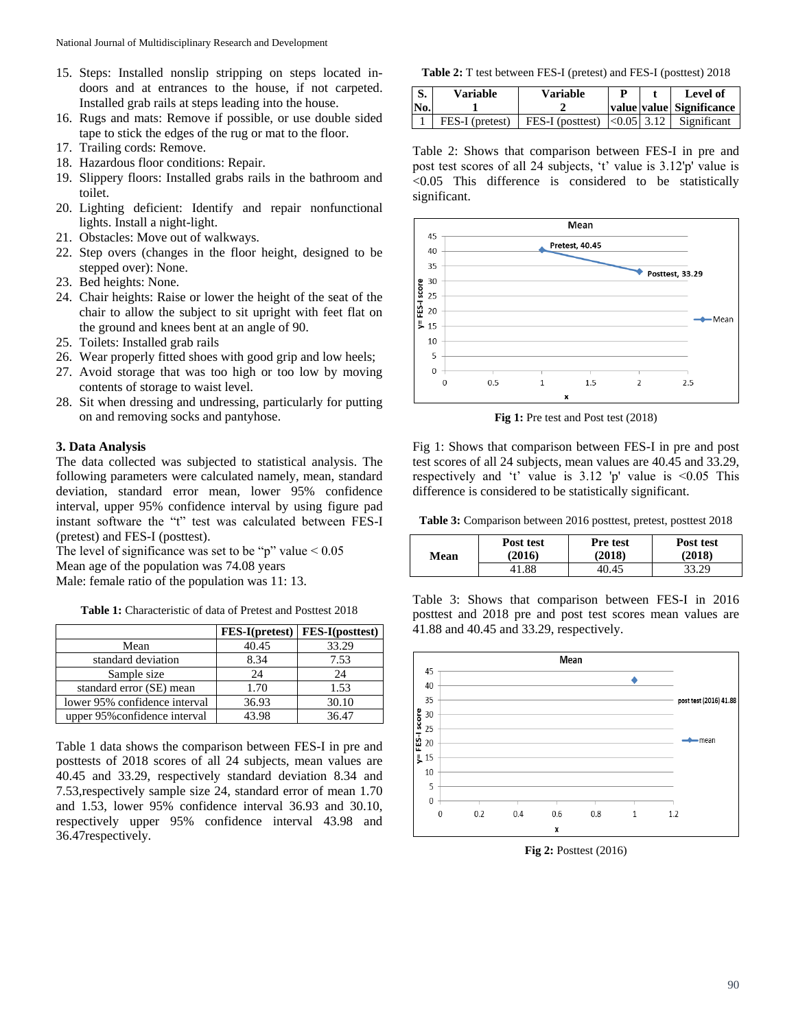15. Steps: Installed nonslip stripping on steps located in-doors and at entrances to the house, if not carpeted. Installed grab rails at steps leading into the house.
16. Rugs and mats: Remove if possible, or use double sided tape to stick the edges of the rug or mat to the floor.
17. Trailing cords: Remove.
18. Hazardous floor conditions: Repair.
19. Slippery floors: Installed grabs rails in the bathroom and toilet.
20. Lighting deficient: Identify and repair nonfunctional lights. Install a night-light.
21. Obstacles: Move out of walkways.
22. Step overs (changes in the floor height, designed to be stepped over): None.
23. Bed heights: None.
24. Chair heights: Raise or lower the height of the seat of the chair to allow the subject to sit upright with feet flat on the ground and knees bent at an angle of 90.
25. Toilets: Installed grab rails
26. Wear properly fitted shoes with good grip and low heels;
27. Avoid storage that was too high or too low by moving contents of storage to waist level.
28. Sit when dressing and undressing, particularly for putting on and removing socks and pantyhose.

### 3. Data Analysis

The data collected was subjected to statistical analysis. The following parameters were calculated namely, mean, standard deviation, standard error mean, lower 95% confidence interval, upper 95% confidence interval by using figure pad instant software the "t" test was calculated between FES-I (pretest) and FES-I (posttest).

The level of significance was set to be "p" value < 0.05

Mean age of the population was 74.08 years

Male: female ratio of the population was 11: 13.

**Table 1:** Characteristic of data of Pretest and Posttest 2018

| | FES-I(pretest) | FES-I(posttest) |
|---|---|---|
| Mean | 40.45 | 33.29 |
| standard deviation | 8.34 | 7.53 |
| Sample size | 24 | 24 |
| standard error (SE) mean | 1.70 | 1.53 |
| lower 95% confidence interval | 36.93 | 30.10 |
| upper 95%confidence interval | 43.98 | 36.47 |

Table 1 data shows the comparison between FES-I in pre and posttests of 2018 scores of all 24 subjects, mean values are 40.45 and 33.29, respectively standard deviation 8.34 and 7.53,respectively sample size 24, standard error of mean 1.70 and 1.53, lower 95% confidence interval 36.93 and 30.10, respectively upper 95% confidence interval 43.98 and 36.47respectively.

**Table 2:** T test between FES-I (pretest) and FES-I (posttest) 2018

| S. No. | Variable 1 | Variable 2 | P value | t value | Level of Significance |
|---|---|---|---|---|---|
| 1 | FES-I (pretest) | FES-I (posttest) | <0.05 | 3.12 | Significant |

Table 2: Shows that comparison between FES-I in pre and post test scores of all 24 subjects, 't' value is 3.12'p' value is <0.05 This difference is considered to be statistically significant.

**Fig 1:** Pre test and Post test (2018)

Fig 1: Shows that comparison between FES-I in pre and post test scores of all 24 subjects, mean values are 40.45 and 33.29, respectively and 't' value is 3.12 'p' value is <0.05 This difference is considered to be statistically significant.

**Table 3:** Comparison between 2016 posttest, pretest, posttest 2018

| | Post test (2016) | Pre test (2018) | Post test (2018) |
|---|---|---|---|
| Mean | 41.88 | 40.45 | 33.29 |

Table 3: Shows that comparison between FES-I in 2016 posttest and 2018 pre and post test scores mean values are 41.88 and 40.45 and 33.29, respectively.

**Fig 2:** Posttest (2016)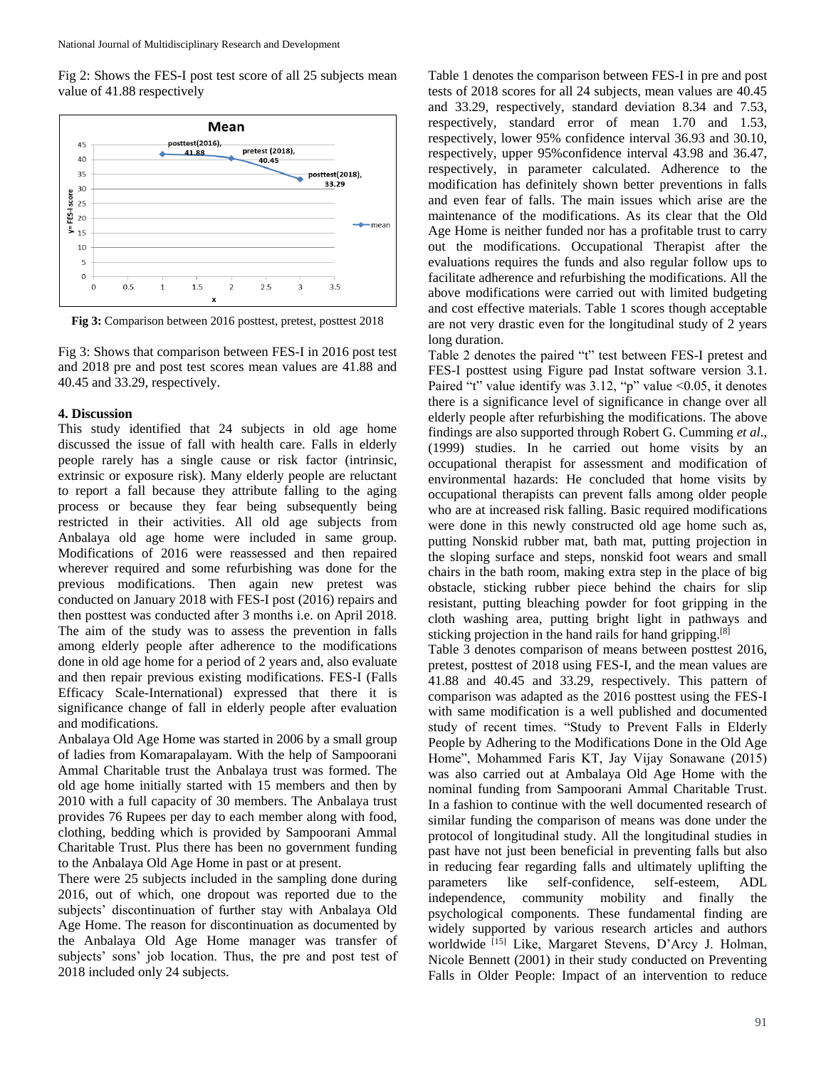Fig 2: Shows the FES-I post test score of all 25 subjects mean value of 41.88 respectively

**Fig 3:** Comparison between 2016 posttest, pretest, posttest 2018

Fig 3: Shows that comparison between FES-I in 2016 post test and 2018 pre and post test scores mean values are 41.88 and 40.45 and 33.29, respectively.

#### 4. Discussion

This study identified that 24 subjects in old age home discussed the issue of fall with health care. Falls in elderly people rarely has a single cause or risk factor (intrinsic, extrinsic or exposure risk). Many elderly people are reluctant to report a fall because they attribute falling to the aging process or because they fear being subsequently being restricted in their activities. All old age subjects from Anbalaya old age home were included in same group. Modifications of 2016 were reassessed and then repaired wherever required and some refurbishing was done for the previous modifications. Then again new pretest was conducted on January 2018 with FES-I post (2016) repairs and then posttest was conducted after 3 months i.e. on April 2018. The aim of the study was to assess the prevention in falls among elderly people after adherence to the modifications done in old age home for a period of 2 years and, also evaluate and then repair previous existing modifications. FES-I (Falls Efficacy Scale-International) expressed that there it is significance change of fall in elderly people after evaluation and modifications.

Anbalaya Old Age Home was started in 2006 by a small group of ladies from Komarapalayam. With the help of Sampoorani Ammal Charitable trust the Anbalaya trust was formed. The old age home initially started with 15 members and then by 2010 with a full capacity of 30 members. The Anbalaya trust provides 76 Rupees per day to each member along with food, clothing, bedding which is provided by Sampoorani Ammal Charitable Trust. Plus there has been no government funding to the Anbalaya Old Age Home in past or at present.

There were 25 subjects included in the sampling done during 2016, out of which, one dropout was reported due to the subjects' discontinuation of further stay with Anbalaya Old Age Home. The reason for discontinuation as documented by the Anbalaya Old Age Home manager was transfer of subjects' sons' job location. Thus, the pre and post test of 2018 included only 24 subjects.

Table 1 denotes the comparison between FES-I in pre and post tests of 2018 scores for all 24 subjects, mean values are 40.45 and 33.29, respectively, standard deviation 8.34 and 7.53, respectively, standard error of mean 1.70 and 1.53, respectively, lower 95% confidence interval 36.93 and 30.10, respectively, upper 95%confidence interval 43.98 and 36.47, respectively, in parameter calculated. Adherence to the modification has definitely shown better preventions in falls and even fear of falls. The main issues which arise are the maintenance of the modifications. As its clear that the Old Age Home is neither funded nor has a profitable trust to carry out the modifications. Occupational Therapist after the evaluations requires the funds and also regular follow ups to facilitate adherence and refurbishing the modifications. All the above modifications were carried out with limited budgeting and cost effective materials. Table 1 scores though acceptable are not very drastic even for the longitudinal study of 2 years long duration.

Table 2 denotes the paired "t" test between FES-I pretest and FES-I posttest using Figure pad Instat software version 3.1. Paired "t" value identify was 3.12, "p" value <0.05, it denotes there is a significance level of significance in change over all elderly people after refurbishing the modifications. The above findings are also supported through Robert G. Cumming *et al*., (1999) studies. In he carried out home visits by an occupational therapist for assessment and modification of environmental hazards: He concluded that home visits by occupational therapists can prevent falls among older people who are at increased risk falling. Basic required modifications were done in this newly constructed old age home such as, putting Nonskid rubber mat, bath mat, putting projection in the sloping surface and steps, nonskid foot wears and small chairs in the bath room, making extra step in the place of big obstacle, sticking rubber piece behind the chairs for slip resistant, putting bleaching powder for foot gripping in the cloth washing area, putting bright light in pathways and sticking projection in the hand rails for hand gripping.[8]

Table 3 denotes comparison of means between posttest 2016, pretest, posttest of 2018 using FES-I, and the mean values are 41.88 and 40.45 and 33.29, respectively. This pattern of comparison was adapted as the 2016 posttest using the FES-I with same modification is a well published and documented study of recent times. "Study to Prevent Falls in Elderly People by Adhering to the Modifications Done in the Old Age Home", Mohammed Faris KT, Jay Vijay Sonawane (2015) was also carried out at Ambalaya Old Age Home with the nominal funding from Sampoorani Ammal Charitable Trust. In a fashion to continue with the well documented research of similar funding the comparison of means was done under the protocol of longitudinal study. All the longitudinal studies in past have not just been beneficial in preventing falls but also in reducing fear regarding falls and ultimately uplifting the parameters like self-confidence, self-esteem, ADL independence, community mobility and finally the psychological components. These fundamental finding are widely supported by various research articles and authors worldwide [15] Like, Margaret Stevens, D'Arcy J. Holman, Nicole Bennett (2001) in their study conducted on Preventing Falls in Older People: Impact of an intervention to reduce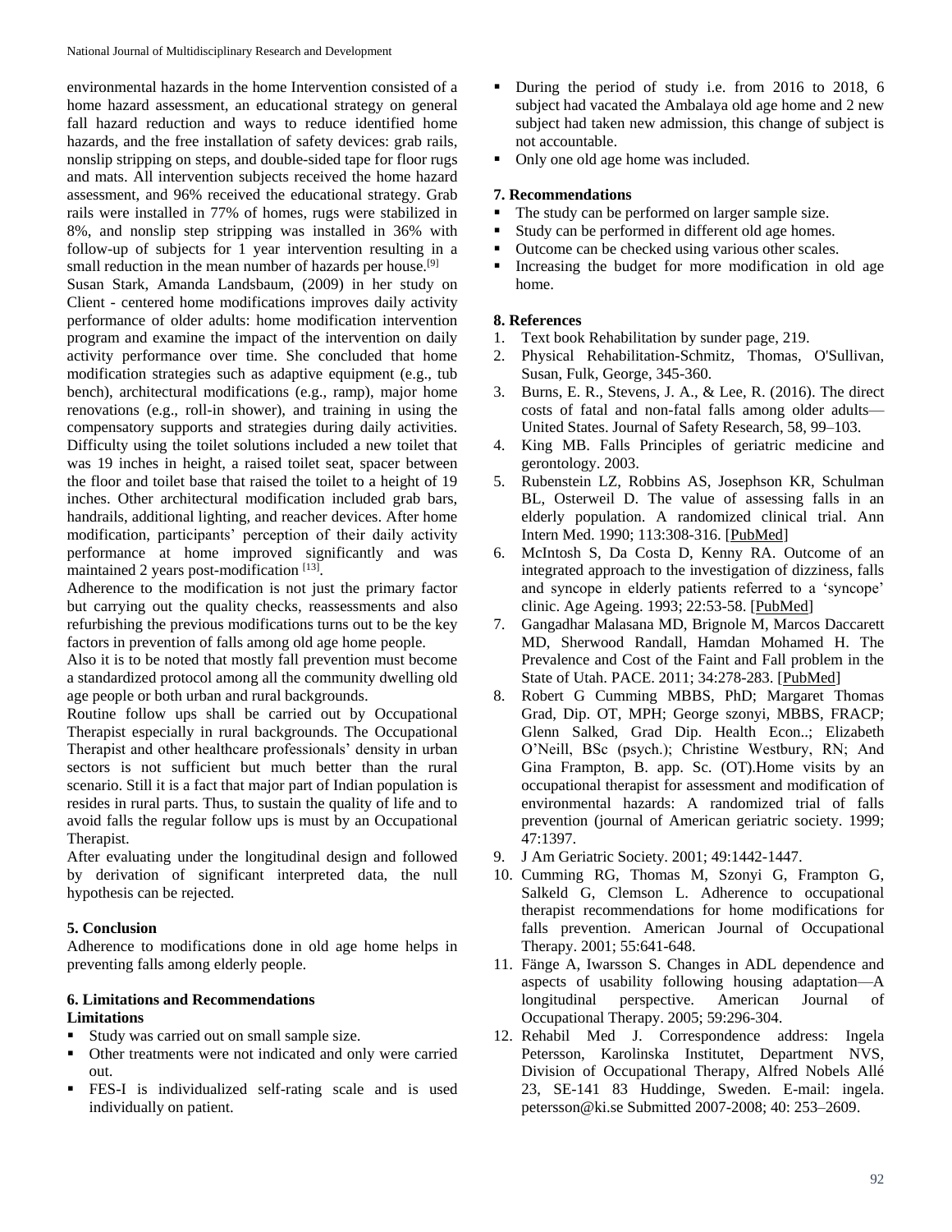environmental hazards in the home Intervention consisted of a home hazard assessment, an educational strategy on general fall hazard reduction and ways to reduce identified home hazards, and the free installation of safety devices: grab rails, nonslip stripping on steps, and double-sided tape for floor rugs and mats. All intervention subjects received the home hazard assessment, and 96% received the educational strategy. Grab rails were installed in 77% of homes, rugs were stabilized in 8%, and nonslip step stripping was installed in 36% with follow-up of subjects for 1 year intervention resulting in a small reduction in the mean number of hazards per house.[9]

Susan Stark, Amanda Landsbaum, (2009) in her study on Client - centered home modifications improves daily activity performance of older adults: home modification intervention program and examine the impact of the intervention on daily activity performance over time. She concluded that home modification strategies such as adaptive equipment (e.g., tub bench), architectural modifications (e.g., ramp), major home renovations (e.g., roll-in shower), and training in using the compensatory supports and strategies during daily activities. Difficulty using the toilet solutions included a new toilet that was 19 inches in height, a raised toilet seat, spacer between the floor and toilet base that raised the toilet to a height of 19 inches. Other architectural modification included grab bars, handrails, additional lighting, and reacher devices. After home modification, participants' perception of their daily activity performance at home improved significantly and was maintained 2 years post-modification [13].

Adherence to the modification is not just the primary factor but carrying out the quality checks, reassessments and also refurbishing the previous modifications turns out to be the key factors in prevention of falls among old age home people.

Also it is to be noted that mostly fall prevention must become a standardized protocol among all the community dwelling old age people or both urban and rural backgrounds.

Routine follow ups shall be carried out by Occupational Therapist especially in rural backgrounds. The Occupational Therapist and other healthcare professionals' density in urban sectors is not sufficient but much better than the rural scenario. Still it is a fact that major part of Indian population is resides in rural parts. Thus, to sustain the quality of life and to avoid falls the regular follow ups is must by an Occupational Therapist.

After evaluating under the longitudinal design and followed by derivation of significant interpreted data, the null hypothesis can be rejected.

## 5. Conclusion

Adherence to modifications done in old age home helps in preventing falls among elderly people.

## 6. Limitations and Recommendations

**Limitations**

- Study was carried out on small sample size.
- Other treatments were not indicated and only were carried out.
- FES-I is individualized self-rating scale and is used individually on patient.
- During the period of study i.e. from 2016 to 2018, 6 subject had vacated the Ambalaya old age home and 2 new subject had taken new admission, this change of subject is not accountable.
- Only one old age home was included.

## 7. Recommendations

- The study can be performed on larger sample size.
- Study can be performed in different old age homes.
- Outcome can be checked using various other scales.
- Increasing the budget for more modification in old age home.

## 8. References

1. Text book Rehabilitation by sunder page, 219.
2. Physical Rehabilitation-Schmitz, Thomas, O'Sullivan, Susan, Fulk, George, 345-360.
3. Burns, E. R., Stevens, J. A., & Lee, R. (2016). The direct costs of fatal and non-fatal falls among older adults—United States. Journal of Safety Research, 58, 99–103.
4. King MB. Falls Principles of geriatric medicine and gerontology. 2003.
5. Rubenstein LZ, Robbins AS, Josephson KR, Schulman BL, Osterweil D. The value of assessing falls in an elderly population. A randomized clinical trial. Ann Intern Med. 1990; 113:308-316. [PubMed]
6. McIntosh S, Da Costa D, Kenny RA. Outcome of an integrated approach to the investigation of dizziness, falls and syncope in elderly patients referred to a 'syncope' clinic. Age Ageing. 1993; 22:53-58. [PubMed]
7. Gangadhar Malasana MD, Brignole M, Marcos Daccarett MD, Sherwood Randall, Hamdan Mohamed H. The Prevalence and Cost of the Faint and Fall problem in the State of Utah. PACE. 2011; 34:278-283. [PubMed]
8. Robert G Cumming MBBS, PhD; Margaret Thomas Grad, Dip. OT, MPH; George szonyi, MBBS, FRACP; Glenn Salked, Grad Dip. Health Econ..; Elizabeth O'Neill, BSc (psych.); Christine Westbury, RN; And Gina Frampton, B. app. Sc. (OT).Home visits by an occupational therapist for assessment and modification of environmental hazards: A randomized trial of falls prevention (journal of American geriatric society. 1999; 47:1397.
9. J Am Geriatric Society. 2001; 49:1442-1447.
10. Cumming RG, Thomas M, Szonyi G, Frampton G, Salkeld G, Clemson L. Adherence to occupational therapist recommendations for home modifications for falls prevention. American Journal of Occupational Therapy. 2001; 55:641-648.
11. Fänge A, Iwarsson S. Changes in ADL dependence and aspects of usability following housing adaptation—A longitudinal perspective. American Journal of Occupational Therapy. 2005; 59:296-304.
12. Rehabil Med J. Correspondence address: Ingela Petersson, Karolinska Institutet, Department NVS, Division of Occupational Therapy, Alfred Nobels Allé 23, SE-141 83 Huddinge, Sweden. E-mail: ingela. petersson@ki.se Submitted 2007-2008; 40: 253–2609.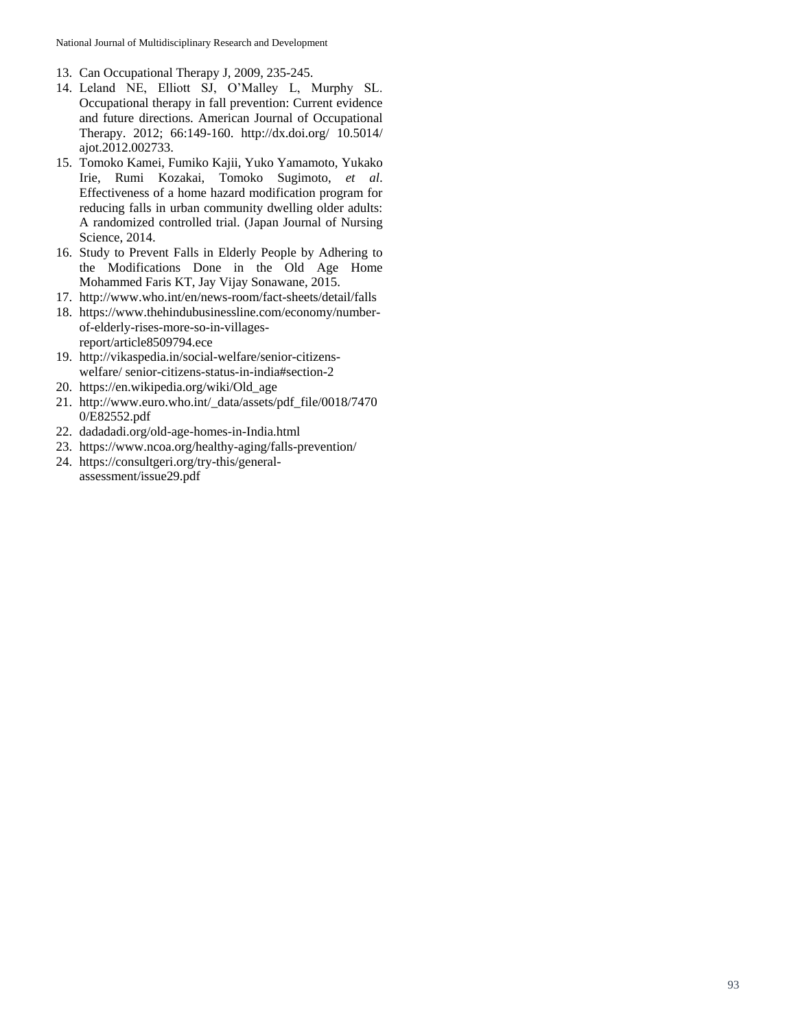13. Can Occupational Therapy J, 2009, 235-245.
14. Leland NE, Elliott SJ, O'Malley L, Murphy SL. Occupational therapy in fall prevention: Current evidence and future directions. American Journal of Occupational Therapy. 2012; 66:149-160. http://dx.doi.org/ 10.5014/ ajot.2012.002733.
15. Tomoko Kamei, Fumiko Kajii, Yuko Yamamoto, Yukako Irie, Rumi Kozakai, Tomoko Sugimoto, *et al*. Effectiveness of a home hazard modification program for reducing falls in urban community dwelling older adults: A randomized controlled trial. (Japan Journal of Nursing Science, 2014.
16. Study to Prevent Falls in Elderly People by Adhering to the Modifications Done in the Old Age Home Mohammed Faris KT, Jay Vijay Sonawane, 2015.
17. http://www.who.int/en/news-room/fact-sheets/detail/falls
18. https://www.thehindubusinessline.com/economy/number-of-elderly-rises-more-so-in-villages-report/article8509794.ece
19. http://vikaspedia.in/social-welfare/senior-citizens-welfare/ senior-citizens-status-in-india#section-2
20. https://en.wikipedia.org/wiki/Old_age
21. http://www.euro.who.int/_data/assets/pdf_file/0018/74700/E82552.pdf
22. dadadadi.org/old-age-homes-in-India.html
23. https://www.ncoa.org/healthy-aging/falls-prevention/
24. https://consultgeri.org/try-this/general-assessment/issue29.pdf